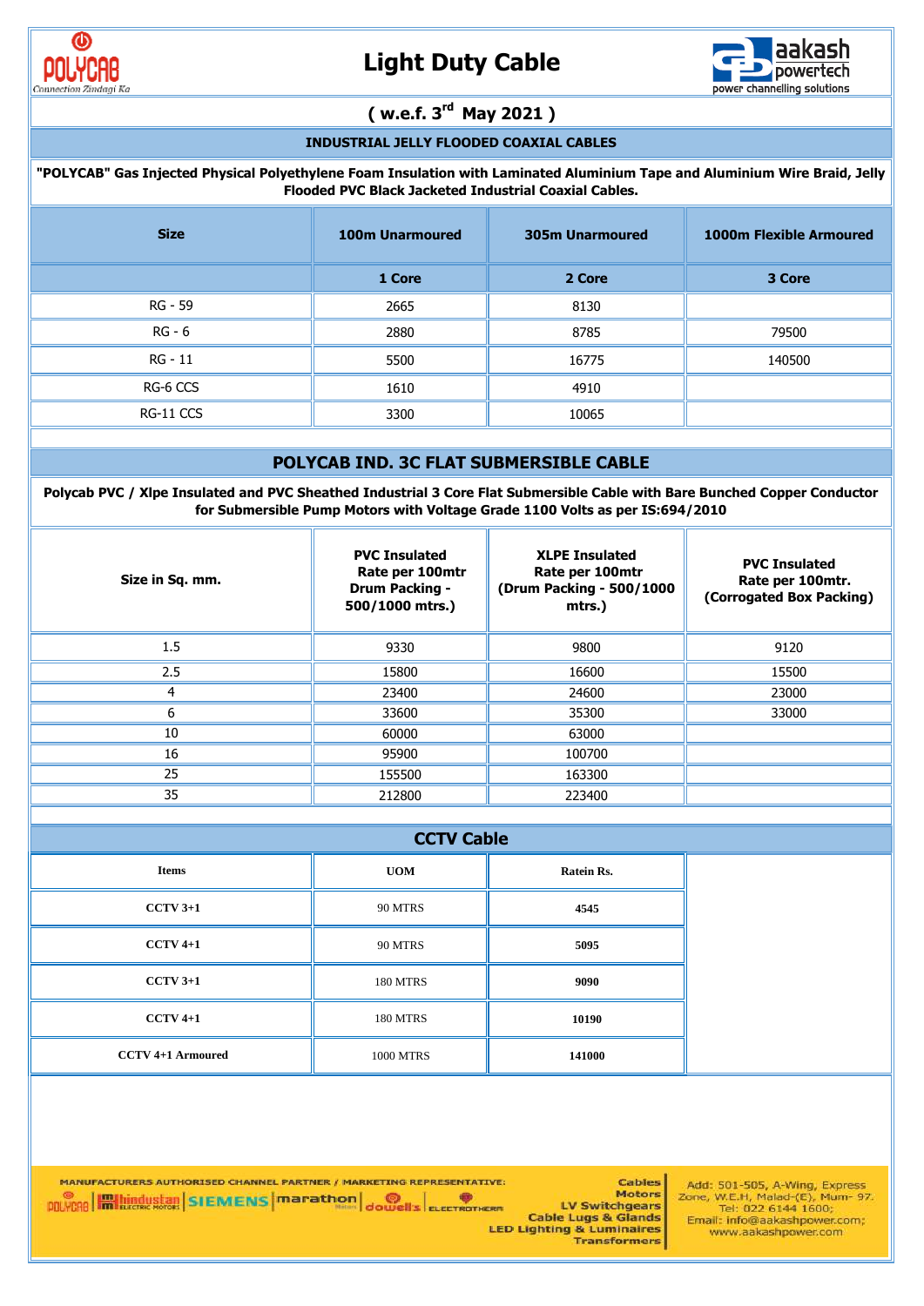# Light Duty Cable

## ( w.e.f. 3rd May 2021 )

### INDUSTRIAL JELLY FLOODED COAXIAL CABLES

**"POLYCAB" Gas Injected Physical Polyethylene Foam Insulation with Laminated Aluminium Tape and Aluminium Wire Braid, Jelly Flooded PVC Black Jacketed Industrial Coaxial Cables.**

| Size | 100m Unarmoured | 305m Unarmoured | 1000m Flexible Armoured |
|---|---|---|---|
| | 1 Core | 2 Core | 3 Core |
| RG - 59 | 2665 | 8130 | |
| RG - 6 | 2880 | 8785 | 79500 |
| RG - 11 | 5500 | 16775 | 140500 |
| RG-6 CCS | 1610 | 4910 | |
| RG-11 CCS | 3300 | 10065 | |

### POLYCAB IND. 3C FLAT SUBMERSIBLE CABLE

**Polycab PVC / Xlpe Insulated and PVC Sheathed Industrial 3 Core Flat Submersible Cable with Bare Bunched Copper Conductor for Submersible Pump Motors with Voltage Grade 1100 Volts as per IS:694/2010**

| Size in Sq. mm. | PVC Insulated Rate per 100mtr Drum Packing - 500/1000 mtrs.) | XLPE Insulated Rate per 100mtr (Drum Packing - 500/1000 mtrs.) | PVC Insulated Rate per 100mtr. (Corrogated Box Packing) |
|---|---|---|---|
| 1.5 | 9330 | 9800 | 9120 |
| 2.5 | 15800 | 16600 | 15500 |
| 4 | 23400 | 24600 | 23000 |
| 6 | 33600 | 35300 | 33000 |
| 10 | 60000 | 63000 | |
| 16 | 95900 | 100700 | |
| 25 | 155500 | 163300 | |
| 35 | 212800 | 223400 | |

### CCTV Cable

| Items | UOM | Ratein Rs. |
|---|---|---|
| CCTV 3+1 | 90 MTRS | 4545 |
| CCTV 4+1 | 90 MTRS | 5095 |
| CCTV 3+1 | 180 MTRS | 9090 |
| CCTV 4+1 | 180 MTRS | 10190 |
| CCTV 4+1 Armoured | 1000 MTRS | 141000 |

MANUFACTURERS AUTHORISED CHANNEL PARTNER / MARKETING REPRESENTATIVE: POLYCAB | hindustan ELECTRIC MOTORS | SIEMENS | marathon Motors | dowell's | ELECTROTHERM

Cables
Motors
LV Switchgears
Cable Lugs & Glands
LED Lighting & Luminaires
Transformers

Add: 501-505, A-Wing, Express Zone, W.E.H, Malad-(E), Mum- 97.
Tel: 022 6144 1600;
Email: info@aakashpower.com;
www.aakashpower.com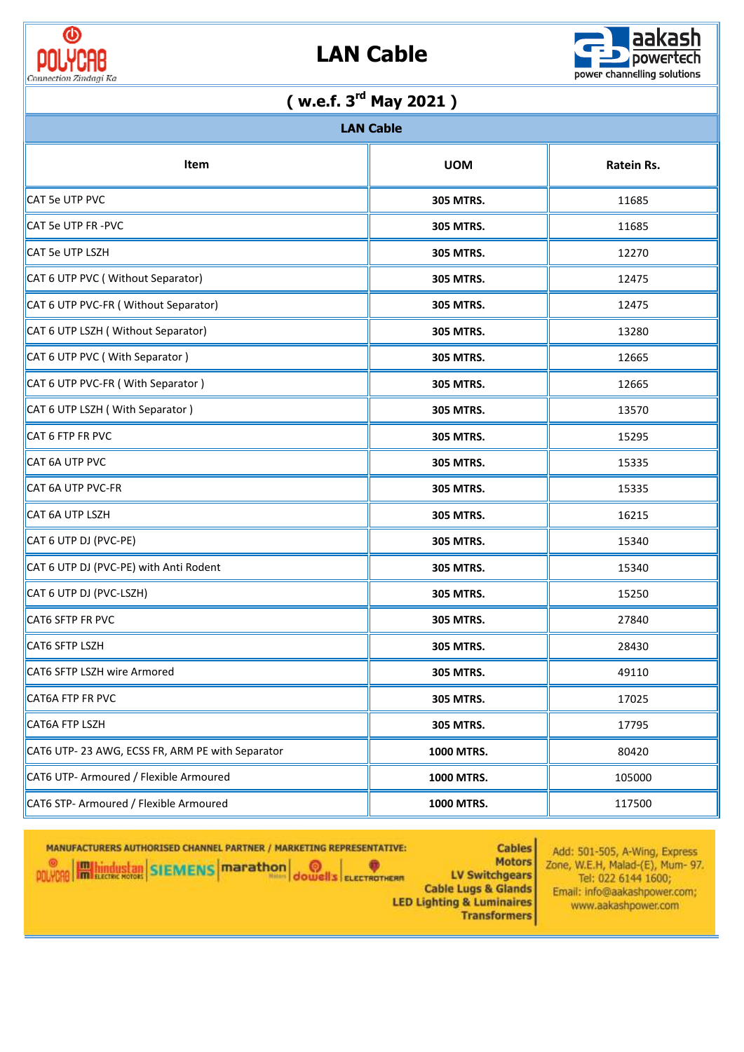# LAN Cable

## ( w.e.f. 3rd May 2021 )

### LAN Cable

| Item | UOM | Ratein Rs. |
|---|---|---|
| CAT 5e UTP PVC | 305 MTRS. | 11685 |
| CAT 5e UTP FR -PVC | 305 MTRS. | 11685 |
| CAT 5e UTP LSZH | 305 MTRS. | 12270 |
| CAT 6 UTP PVC ( Without Separator) | 305 MTRS. | 12475 |
| CAT 6 UTP PVC-FR ( Without Separator) | 305 MTRS. | 12475 |
| CAT 6 UTP LSZH ( Without Separator) | 305 MTRS. | 13280 |
| CAT 6 UTP PVC ( With Separator ) | 305 MTRS. | 12665 |
| CAT 6 UTP PVC-FR ( With Separator ) | 305 MTRS. | 12665 |
| CAT 6 UTP LSZH ( With Separator ) | 305 MTRS. | 13570 |
| CAT 6 FTP FR PVC | 305 MTRS. | 15295 |
| CAT 6A UTP PVC | 305 MTRS. | 15335 |
| CAT 6A UTP PVC-FR | 305 MTRS. | 15335 |
| CAT 6A UTP LSZH | 305 MTRS. | 16215 |
| CAT 6 UTP DJ (PVC-PE) | 305 MTRS. | 15340 |
| CAT 6 UTP DJ (PVC-PE) with Anti Rodent | 305 MTRS. | 15340 |
| CAT 6 UTP DJ (PVC-LSZH) | 305 MTRS. | 15250 |
| CAT6 SFTP FR PVC | 305 MTRS. | 27840 |
| CAT6 SFTP LSZH | 305 MTRS. | 28430 |
| CAT6 SFTP LSZH wire Armored | 305 MTRS. | 49110 |
| CAT6A FTP FR PVC | 305 MTRS. | 17025 |
| CAT6A FTP LSZH | 305 MTRS. | 17795 |
| CAT6 UTP- 23 AWG, ECSS FR, ARM PE with Separator | 1000 MTRS. | 80420 |
| CAT6 UTP- Armoured / Flexible Armoured | 1000 MTRS. | 105000 |
| CAT6 STP- Armoured / Flexible Armoured | 1000 MTRS. | 117500 |

MANUFACTURERS AUTHORISED CHANNEL PARTNER / MARKETING REPRESENTATIVE:

Cables
Motors
LV Switchgears
Cable Lugs & Glands
LED Lighting & Luminaires
Transformers

Add: 501-505, A-Wing, Express Zone, W.E.H, Malad-(E), Mum- 97.
Tel: 022 6144 1600;
Email: info@aakashpower.com;
www.aakashpower.com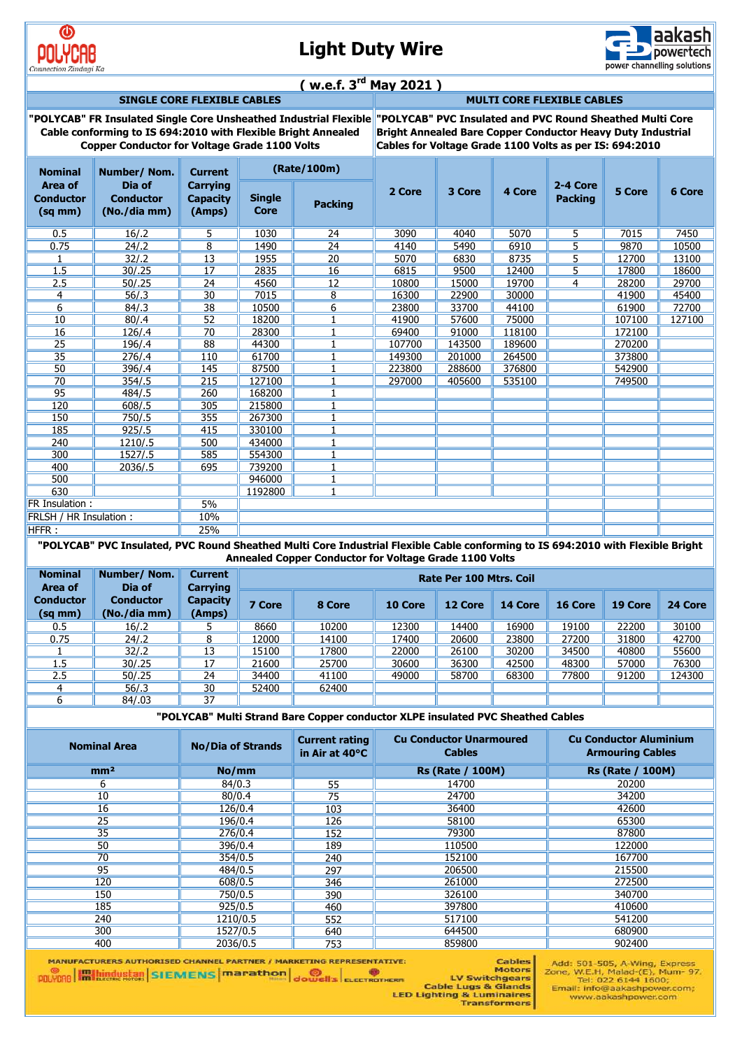# Light Duty Wire

POLYCAB — Connection Zindagi Ka | aakash powertech — power channelling solutions

## ( w.e.f. 3rd May 2021 )

| SINGLE CORE FLEXIBLE CABLES | | | | | MULTI CORE FLEXIBLE CABLES | | | | | |
|---|---|---|---|---|---|---|---|---|---|---|
| "POLYCAB" FR Insulated Single Core Unsheathed Industrial Flexible Cable conforming to IS 694:2010 with Flexible Bright Annealed Copper Conductor for Voltage Grade 1100 Volts | | | | | "POLYCAB" PVC Insulated and PVC Round Sheathed Multi Core Bright Annealed Bare Copper Conductor Heavy Duty Industrial Cables for Voltage Grade 1100 Volts as per IS: 694:2010 | | | | | |
| Nominal Area of Conductor (sq mm) | Number/ Nom. Dia of Conductor (No./dia mm) | Current Carrying Capacity (Amps) | (Rate/100m) Single Core | Packing | 2 Core | 3 Core | 4 Core | 2-4 Core Packing | 5 Core | 6 Core |
| 0.5 | 16/.2 | 5 | 1030 | 24 | 3090 | 4040 | 5070 | 5 | 7015 | 7450 |
| 0.75 | 24/.2 | 8 | 1490 | 24 | 4140 | 5490 | 6910 | 5 | 9870 | 10500 |
| 1 | 32/.2 | 13 | 1955 | 20 | 5070 | 6830 | 8735 | 5 | 12700 | 13100 |
| 1.5 | 30/.25 | 17 | 2835 | 16 | 6815 | 9500 | 12400 | 5 | 17800 | 18600 |
| 2.5 | 50/.25 | 24 | 4560 | 12 | 10800 | 15000 | 19700 | 4 | 28200 | 29700 |
| 4 | 56/.3 | 30 | 7015 | 8 | 16300 | 22900 | 30000 | | 41900 | 45400 |
| 6 | 84/.3 | 38 | 10500 | 6 | 23800 | 33700 | 44100 | | 61900 | 72700 |
| 10 | 80/.4 | 52 | 18200 | 1 | 41900 | 57600 | 75000 | | 107100 | 127100 |
| 16 | 126/.4 | 70 | 28300 | 1 | 69400 | 91000 | 118100 | | 172100 | |
| 25 | 196/.4 | 88 | 44300 | 1 | 107700 | 143500 | 189600 | | 270200 | |
| 35 | 276/.4 | 110 | 61700 | 1 | 149300 | 201000 | 264500 | | 373800 | |
| 50 | 396/.4 | 145 | 87500 | 1 | 223800 | 288600 | 376800 | | 542900 | |
| 70 | 354/.5 | 215 | 127100 | 1 | 297000 | 405600 | 535100 | | 749500 | |
| 95 | 484/.5 | 260 | 168200 | 1 | | | | | | |
| 120 | 608/.5 | 305 | 215800 | 1 | | | | | | |
| 150 | 750/.5 | 355 | 267300 | 1 | | | | | | |
| 185 | 925/.5 | 415 | 330100 | 1 | | | | | | |
| 240 | 1210/.5 | 500 | 434000 | 1 | | | | | | |
| 300 | 1527/.5 | 585 | 554300 | 1 | | | | | | |
| 400 | 2036/.5 | 695 | 739200 | 1 | | | | | | |
| 500 | | | 946000 | 1 | | | | | | |
| 630 | | | 1192800 | 1 | | | | | | |
| FR Insulation : | | 5% | | | | | | | | |
| FRLSH / HR Insulation : | | 10% | | | | | | | | |
| HFFR : | | 25% | | | | | | | | |

**"POLYCAB" PVC Insulated, PVC Round Sheathed Multi Core Industrial Flexible Cable conforming to IS 694:2010 with Flexible Bright Annealed Copper Conductor for Voltage Grade 1100 Volts**

| Nominal Area of Conductor (sq mm) | Number/ Nom. Dia of Conductor (No./dia mm) | Current Carrying Capacity (Amps) | Rate Per 100 Mtrs. Coil 7 Core | 8 Core | 10 Core | 12 Core | 14 Core | 16 Core | 19 Core | 24 Core |
|---|---|---|---|---|---|---|---|---|---|---|
| 0.5 | 16/.2 | 5 | 8660 | 10200 | 12300 | 14400 | 16900 | 19100 | 22200 | 30100 |
| 0.75 | 24/.2 | 8 | 12000 | 14100 | 17400 | 20600 | 23800 | 27200 | 31800 | 42700 |
| 1 | 32/.2 | 13 | 15100 | 17800 | 22000 | 26100 | 30200 | 34500 | 40800 | 55600 |
| 1.5 | 30/.25 | 17 | 21600 | 25700 | 30600 | 36300 | 42500 | 48300 | 57000 | 76300 |
| 2.5 | 50/.25 | 24 | 34400 | 41100 | 49000 | 58700 | 68300 | 77800 | 91200 | 124300 |
| 4 | 56/.3 | 30 | 52400 | 62400 | | | | | | |
| 6 | 84/.03 | 37 | | | | | | | | |

**"POLYCAB" Multi Strand Bare Copper conductor XLPE insulated PVC Sheathed Cables**

| Nominal Area | No/Dia of Strands | Current rating in Air at 40°C | Cu Conductor Unarmoured Cables | Cu Conductor Aluminium Armouring Cables |
|---|---|---|---|---|
| mm² | No/mm | | Rs (Rate / 100M) | Rs (Rate / 100M) |
| 6 | 84/0.3 | 55 | 14700 | 20200 |
| 10 | 80/0.4 | 75 | 24700 | 34200 |
| 16 | 126/0.4 | 103 | 36400 | 42600 |
| 25 | 196/0.4 | 126 | 58100 | 65300 |
| 35 | 276/0.4 | 152 | 79300 | 87800 |
| 50 | 396/0.4 | 189 | 110500 | 122000 |
| 70 | 354/0.5 | 240 | 152100 | 167700 |
| 95 | 484/0.5 | 297 | 206500 | 215500 |
| 120 | 608/0.5 | 346 | 261000 | 272500 |
| 150 | 750/0.5 | 390 | 326100 | 340700 |
| 185 | 925/0.5 | 460 | 397800 | 410600 |
| 240 | 1210/0.5 | 552 | 517100 | 541200 |
| 300 | 1527/0.5 | 640 | 644500 | 680900 |
| 400 | 2036/0.5 | 753 | 859800 | 902400 |

MANUFACTURERS AUTHORISED CHANNEL PARTNER / MARKETING REPRESENTATIVE: POLYCAB | hindustan ELECTRIC MOTORS | SIEMENS | marathon | dowell's | ELECTROTHERM

Cables, Motors, LV Switchgears, Cable Lugs & Glands, LED Lighting & Luminaires, Transformers

Add: 501-505, A-Wing, Express Zone, W.E.H, Malad-(E), Mum- 97. Tel: 022 6144 1600; Email: info@aakashpower.com; www.aakashpower.com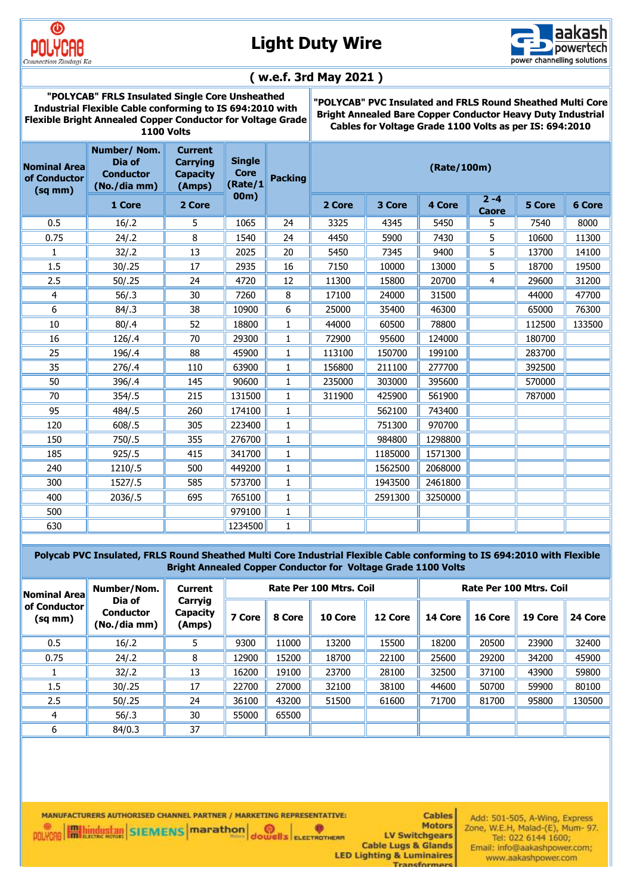# Light Duty Wire

**( w.e.f. 3rd May 2021 )**

| **"POLYCAB" FRLS Insulated Single Core Unsheathed Industrial Flexible Cable conforming to IS 694:2010 with Flexible Bright Annealed Copper Conductor for Voltage Grade 1100 Volts** | | | | | **"POLYCAB" PVC Insulated and FRLS Round Sheathed Multi Core Bright Annealed Bare Copper Conductor Heavy Duty Industrial Cables for Voltage Grade 1100 Volts as per IS: 694:2010** | | | | | |
|---|---|---|---|---|---|---|---|---|---|---|
| **Nominal Area of Conductor (sq mm)** | **Number/ Nom. Dia of Conductor (No./dia mm)** | **Current Carrying Capacity (Amps)** | **Single Core (Rate/100m)** | **Packing** | **(Rate/100m)** | | | | | |
| | **1 Core** | **2 Core** | | | **2 Core** | **3 Core** | **4 Core** | **2 -4 Caore** | **5 Core** | **6 Core** |
| 0.5 | 16/.2 | 5 | 1065 | 24 | 3325 | 4345 | 5450 | 5 | 7540 | 8000 |
| 0.75 | 24/.2 | 8 | 1540 | 24 | 4450 | 5900 | 7430 | 5 | 10600 | 11300 |
| 1 | 32/.2 | 13 | 2025 | 20 | 5450 | 7345 | 9400 | 5 | 13700 | 14100 |
| 1.5 | 30/.25 | 17 | 2935 | 16 | 7150 | 10000 | 13000 | 5 | 18700 | 19500 |
| 2.5 | 50/.25 | 24 | 4720 | 12 | 11300 | 15800 | 20700 | 4 | 29600 | 31200 |
| 4 | 56/.3 | 30 | 7260 | 8 | 17100 | 24000 | 31500 | | 44000 | 47700 |
| 6 | 84/.3 | 38 | 10900 | 6 | 25000 | 35400 | 46300 | | 65000 | 76300 |
| 10 | 80/.4 | 52 | 18800 | 1 | 44000 | 60500 | 78800 | | 112500 | 133500 |
| 16 | 126/.4 | 70 | 29300 | 1 | 72900 | 95600 | 124000 | | 180700 | |
| 25 | 196/.4 | 88 | 45900 | 1 | 113100 | 150700 | 199100 | | 283700 | |
| 35 | 276/.4 | 110 | 63900 | 1 | 156800 | 211100 | 277700 | | 392500 | |
| 50 | 396/.4 | 145 | 90600 | 1 | 235000 | 303000 | 395600 | | 570000 | |
| 70 | 354/.5 | 215 | 131500 | 1 | 311900 | 425900 | 561900 | | 787000 | |
| 95 | 484/.5 | 260 | 174100 | 1 | | 562100 | 743400 | | | |
| 120 | 608/.5 | 305 | 223400 | 1 | | 751300 | 970700 | | | |
| 150 | 750/.5 | 355 | 276700 | 1 | | 984800 | 1298800 | | | |
| 185 | 925/.5 | 415 | 341700 | 1 | | 1185000 | 1571300 | | | |
| 240 | 1210/.5 | 500 | 449200 | 1 | | 1562500 | 2068000 | | | |
| 300 | 1527/.5 | 585 | 573700 | 1 | | 1943500 | 2461800 | | | |
| 400 | 2036/.5 | 695 | 765100 | 1 | | 2591300 | 3250000 | | | |
| 500 | | | 979100 | 1 | | | | | | |
| 630 | | | 1234500 | 1 | | | | | | |

**Polycab PVC Insulated, FRLS Round Sheathed Multi Core Industrial Flexible Cable conforming to IS 694:2010 with Flexible Bright Annealed Copper Conductor for Voltage Grade 1100 Volts**

| **Nominal Area of Conductor (sq mm)** | **Number/Nom. Dia of Conductor (No./dia mm)** | **Current Carryig Capacity (Amps)** | **Rate Per 100 Mtrs. Coil** | | | | **Rate Per 100 Mtrs. Coil** | | | |
|---|---|---|---|---|---|---|---|---|---|---|
| | | | **7 Core** | **8 Core** | **10 Core** | **12 Core** | **14 Core** | **16 Core** | **19 Core** | **24 Core** |
| 0.5 | 16/.2 | 5 | 9300 | 11000 | 13200 | 15500 | 18200 | 20500 | 23900 | 32400 |
| 0.75 | 24/.2 | 8 | 12900 | 15200 | 18700 | 22100 | 25600 | 29200 | 34200 | 45900 |
| 1 | 32/.2 | 13 | 16200 | 19100 | 23700 | 28100 | 32500 | 37100 | 43900 | 59800 |
| 1.5 | 30/.25 | 17 | 22700 | 27000 | 32100 | 38100 | 44600 | 50700 | 59900 | 80100 |
| 2.5 | 50/.25 | 24 | 36100 | 43200 | 51500 | 61600 | 71700 | 81700 | 95800 | 130500 |
| 4 | 56/.3 | 30 | 55000 | 65500 | | | | | | |
| 6 | 84/0.3 | 37 | | | | | | | | |

MANUFACTURERS AUTHORISED CHANNEL PARTNER / MARKETING REPRESENTATIVE:

POLYCAB | hindustan ELECTRIC MOTORS | SIEMENS | marathon Motors | dowell's | ELECTROTHERM

Cables
Motors
LV Switchgears
Cable Lugs & Glands
LED Lighting & Luminaires
Transformers

Add: 501-505, A-Wing, Express Zone, W.E.H, Malad-(E), Mum- 97.
Tel: 022 6144 1600;
Email: info@aakashpower.com;
www.aakashpower.com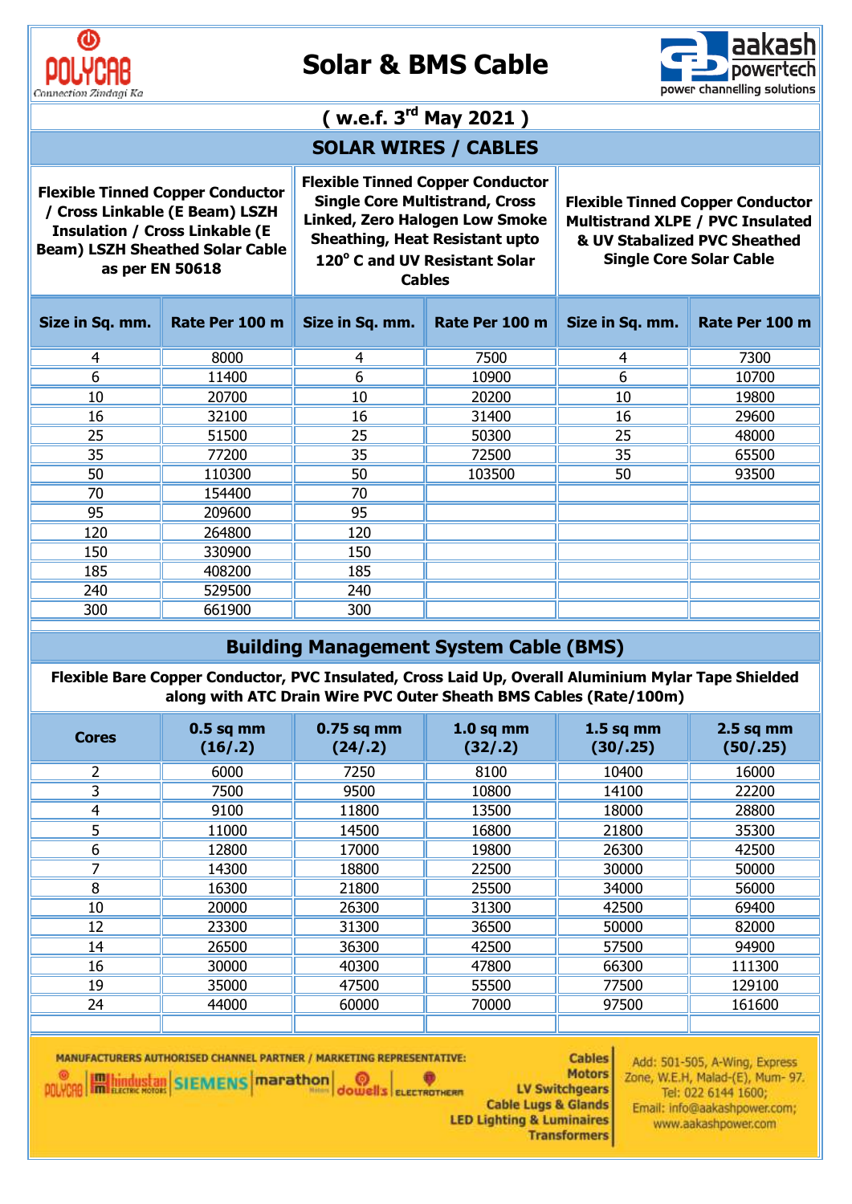# Solar & BMS Cable

**( w.e.f. 3rd May 2021 )**

## SOLAR WIRES / CABLES

| Flexible Tinned Copper Conductor / Cross Linkable (E Beam) LSZH Insulation / Cross Linkable (E Beam) LSZH Sheathed Solar Cable as per EN 50618 | | Flexible Tinned Copper Conductor Single Core Multistrand, Cross Linked, Zero Halogen Low Smoke Sheathing, Heat Resistant upto 120° C and UV Resistant Solar Cables | | Flexible Tinned Copper Conductor Multistrand XLPE / PVC Insulated & UV Stabalized PVC Sheathed Single Core Solar Cable | |
|---|---|---|---|---|---|
| **Size in Sq. mm.** | **Rate Per 100 m** | **Size in Sq. mm.** | **Rate Per 100 m** | **Size in Sq. mm.** | **Rate Per 100 m** |
| 4 | 8000 | 4 | 7500 | 4 | 7300 |
| 6 | 11400 | 6 | 10900 | 6 | 10700 |
| 10 | 20700 | 10 | 20200 | 10 | 19800 |
| 16 | 32100 | 16 | 31400 | 16 | 29600 |
| 25 | 51500 | 25 | 50300 | 25 | 48000 |
| 35 | 77200 | 35 | 72500 | 35 | 65500 |
| 50 | 110300 | 50 | 103500 | 50 | 93500 |
| 70 | 154400 | 70 | | | |
| 95 | 209600 | 95 | | | |
| 120 | 264800 | 120 | | | |
| 150 | 330900 | 150 | | | |
| 185 | 408200 | 185 | | | |
| 240 | 529500 | 240 | | | |
| 300 | 661900 | 300 | | | |

## Building Management System Cable (BMS)

**Flexible Bare Copper Conductor, PVC Insulated, Cross Laid Up, Overall Aluminium Mylar Tape Shielded along with ATC Drain Wire PVC Outer Sheath BMS Cables (Rate/100m)**

| Cores | 0.5 sq mm (16/.2) | 0.75 sq mm (24/.2) | 1.0 sq mm (32/.2) | 1.5 sq mm (30/.25) | 2.5 sq mm (50/.25) |
|---|---|---|---|---|---|
| 2 | 6000 | 7250 | 8100 | 10400 | 16000 |
| 3 | 7500 | 9500 | 10800 | 14100 | 22200 |
| 4 | 9100 | 11800 | 13500 | 18000 | 28800 |
| 5 | 11000 | 14500 | 16800 | 21800 | 35300 |
| 6 | 12800 | 17000 | 19800 | 26300 | 42500 |
| 7 | 14300 | 18800 | 22500 | 30000 | 50000 |
| 8 | 16300 | 21800 | 25500 | 34000 | 56000 |
| 10 | 20000 | 26300 | 31300 | 42500 | 69400 |
| 12 | 23300 | 31300 | 36500 | 50000 | 82000 |
| 14 | 26500 | 36300 | 42500 | 57500 | 94900 |
| 16 | 30000 | 40300 | 47800 | 66300 | 111300 |
| 19 | 35000 | 47500 | 55500 | 77500 | 129100 |
| 24 | 44000 | 60000 | 70000 | 97500 | 161600 |

MANUFACTURERS AUTHORISED CHANNEL PARTNER / MARKETING REPRESENTATIVE:

POLYCAB | hindustan ELECTRIC MOTORS | SIEMENS | marathon | dowell's | ELECTROTHERM

Cables
Motors
LV Switchgears
Cable Lugs & Glands
LED Lighting & Luminaires
Transformers

Add: 501-505, A-Wing, Express Zone, W.E.H, Malad-(E), Mum- 97.
Tel: 022 6144 1600;
Email: info@aakashpower.com;
www.aakashpower.com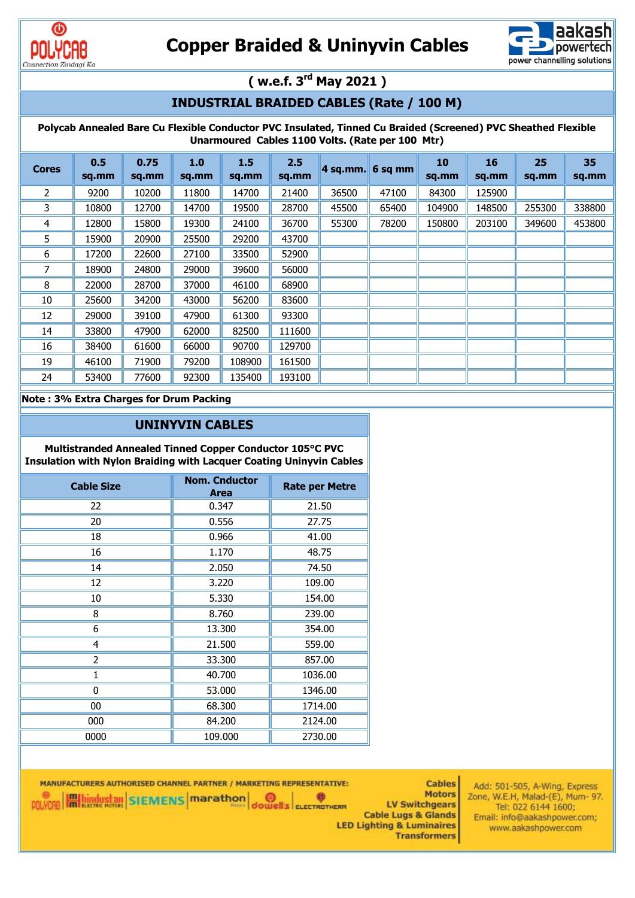# Copper Braided & Uninyvin Cables

## ( w.e.f. 3rd May 2021 )

## INDUSTRIAL BRAIDED CABLES (Rate / 100 M)

**Polycab Annealed Bare Cu Flexible Conductor PVC Insulated, Tinned Cu Braided (Screened) PVC Sheathed Flexible Unarmoured Cables 1100 Volts. (Rate per 100 Mtr)**

| Cores | 0.5 sq.mm | 0.75 sq.mm | 1.0 sq.mm | 1.5 sq.mm | 2.5 sq.mm | 4 sq.mm. | 6 sq mm | 10 sq.mm | 16 sq.mm | 25 sq.mm | 35 sq.mm |
|---|---|---|---|---|---|---|---|---|---|---|---|
| 2 | 9200 | 10200 | 11800 | 14700 | 21400 | 36500 | 47100 | 84300 | 125900 | | |
| 3 | 10800 | 12700 | 14700 | 19500 | 28700 | 45500 | 65400 | 104900 | 148500 | 255300 | 338800 |
| 4 | 12800 | 15800 | 19300 | 24100 | 36700 | 55300 | 78200 | 150800 | 203100 | 349600 | 453800 |
| 5 | 15900 | 20900 | 25500 | 29200 | 43700 | | | | | | |
| 6 | 17200 | 22600 | 27100 | 33500 | 52900 | | | | | | |
| 7 | 18900 | 24800 | 29000 | 39600 | 56000 | | | | | | |
| 8 | 22000 | 28700 | 37000 | 46100 | 68900 | | | | | | |
| 10 | 25600 | 34200 | 43000 | 56200 | 83600 | | | | | | |
| 12 | 29000 | 39100 | 47900 | 61300 | 93300 | | | | | | |
| 14 | 33800 | 47900 | 62000 | 82500 | 111600 | | | | | | |
| 16 | 38400 | 61600 | 66000 | 90700 | 129700 | | | | | | |
| 19 | 46100 | 71900 | 79200 | 108900 | 161500 | | | | | | |
| 24 | 53400 | 77600 | 92300 | 135400 | 193100 | | | | | | |

**Note : 3% Extra Charges for Drum Packing**

## UNINYVIN CABLES

**Multistranded Annealed Tinned Copper Conductor 105°C PVC Insulation with Nylon Braiding with Lacquer Coating Uninyvin Cables**

| Cable Size | Nom. Cnductor Area | Rate per Metre |
|---|---|---|
| 22 | 0.347 | 21.50 |
| 20 | 0.556 | 27.75 |
| 18 | 0.966 | 41.00 |
| 16 | 1.170 | 48.75 |
| 14 | 2.050 | 74.50 |
| 12 | 3.220 | 109.00 |
| 10 | 5.330 | 154.00 |
| 8 | 8.760 | 239.00 |
| 6 | 13.300 | 354.00 |
| 4 | 21.500 | 559.00 |
| 2 | 33.300 | 857.00 |
| 1 | 40.700 | 1036.00 |
| 0 | 53.000 | 1346.00 |
| 00 | 68.300 | 1714.00 |
| 000 | 84.200 | 2124.00 |
| 0000 | 109.000 | 2730.00 |

MANUFACTURERS AUTHORISED CHANNEL PARTNER / MARKETING REPRESENTATIVE:

POLYCAB | hindustan ELECTRIC MOTORS | SIEMENS | marathon | dowell's | ELECTROTHERM

Cables
Motors
LV Switchgears
Cable Lugs & Glands
LED Lighting & Luminaires
Transformers

Add: 501-505, A-Wing, Express Zone, W.E.H, Malad-(E), Mum- 97.
Tel: 022 6144 1600;
Email: info@aakashpower.com;
www.aakashpower.com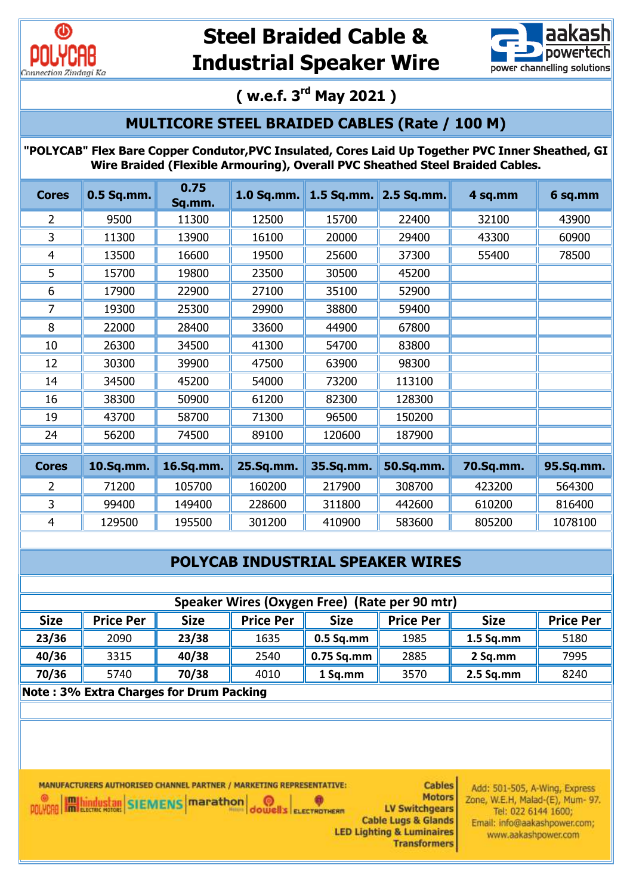# Steel Braided Cable & Industrial Speaker Wire

POLYCAB — Connection Zindagi Ka

aakash powertech — power channelling solutions

## ( w.e.f. 3rd May 2021 )

## MULTICORE STEEL BRAIDED CABLES (Rate / 100 M)

**"POLYCAB" Flex Bare Copper Condutor,PVC Insulated, Cores Laid Up Together PVC Inner Sheathed, GI Wire Braided (Flexible Armouring), Overall PVC Sheathed Steel Braided Cables.**

| Cores | 0.5 Sq.mm. | 0.75 Sq.mm. | 1.0 Sq.mm. | 1.5 Sq.mm. | 2.5 Sq.mm. | 4 sq.mm | 6 sq.mm |
|---|---|---|---|---|---|---|---|
| 2 | 9500 | 11300 | 12500 | 15700 | 22400 | 32100 | 43900 |
| 3 | 11300 | 13900 | 16100 | 20000 | 29400 | 43300 | 60900 |
| 4 | 13500 | 16600 | 19500 | 25600 | 37300 | 55400 | 78500 |
| 5 | 15700 | 19800 | 23500 | 30500 | 45200 | | |
| 6 | 17900 | 22900 | 27100 | 35100 | 52900 | | |
| 7 | 19300 | 25300 | 29900 | 38800 | 59400 | | |
| 8 | 22000 | 28400 | 33600 | 44900 | 67800 | | |
| 10 | 26300 | 34500 | 41300 | 54700 | 83800 | | |
| 12 | 30300 | 39900 | 47500 | 63900 | 98300 | | |
| 14 | 34500 | 45200 | 54000 | 73200 | 113100 | | |
| 16 | 38300 | 50900 | 61200 | 82300 | 128300 | | |
| 19 | 43700 | 58700 | 71300 | 96500 | 150200 | | |
| 24 | 56200 | 74500 | 89100 | 120600 | 187900 | | |

| Cores | 10.Sq.mm. | 16.Sq.mm. | 25.Sq.mm. | 35.Sq.mm. | 50.Sq.mm. | 70.Sq.mm. | 95.Sq.mm. |
|---|---|---|---|---|---|---|---|
| 2 | 71200 | 105700 | 160200 | 217900 | 308700 | 423200 | 564300 |
| 3 | 99400 | 149400 | 228600 | 311800 | 442600 | 610200 | 816400 |
| 4 | 129500 | 195500 | 301200 | 410900 | 583600 | 805200 | 1078100 |

## POLYCAB INDUSTRIAL SPEAKER WIRES

**Speaker Wires (Oxygen Free) (Rate per 90 mtr)**

| Size | Price Per | Size | Price Per | Size | Price Per | Size | Price Per |
|---|---|---|---|---|---|---|---|
| **23/36** | 2090 | **23/38** | 1635 | **0.5 Sq.mm** | 1985 | **1.5 Sq.mm** | 5180 |
| **40/36** | 3315 | **40/38** | 2540 | **0.75 Sq.mm** | 2885 | **2 Sq.mm** | 7995 |
| **70/36** | 5740 | **70/38** | 4010 | **1 Sq.mm** | 3570 | **2.5 Sq.mm** | 8240 |

**Note : 3% Extra Charges for Drum Packing**

MANUFACTURERS AUTHORISED CHANNEL PARTNER / MARKETING REPRESENTATIVE:

POLYCAB | hindustan ELECTRIC MOTORS | SIEMENS | marathon | dowell's | ELECTROTHERM

Cables
Motors
LV Switchgears
Cable Lugs & Glands
LED Lighting & Luminaires
Transformers

Add: 501-505, A-Wing, Express Zone, W.E.H, Malad-(E), Mum- 97.
Tel: 022 6144 1600;
Email: info@aakashpower.com;
www.aakashpower.com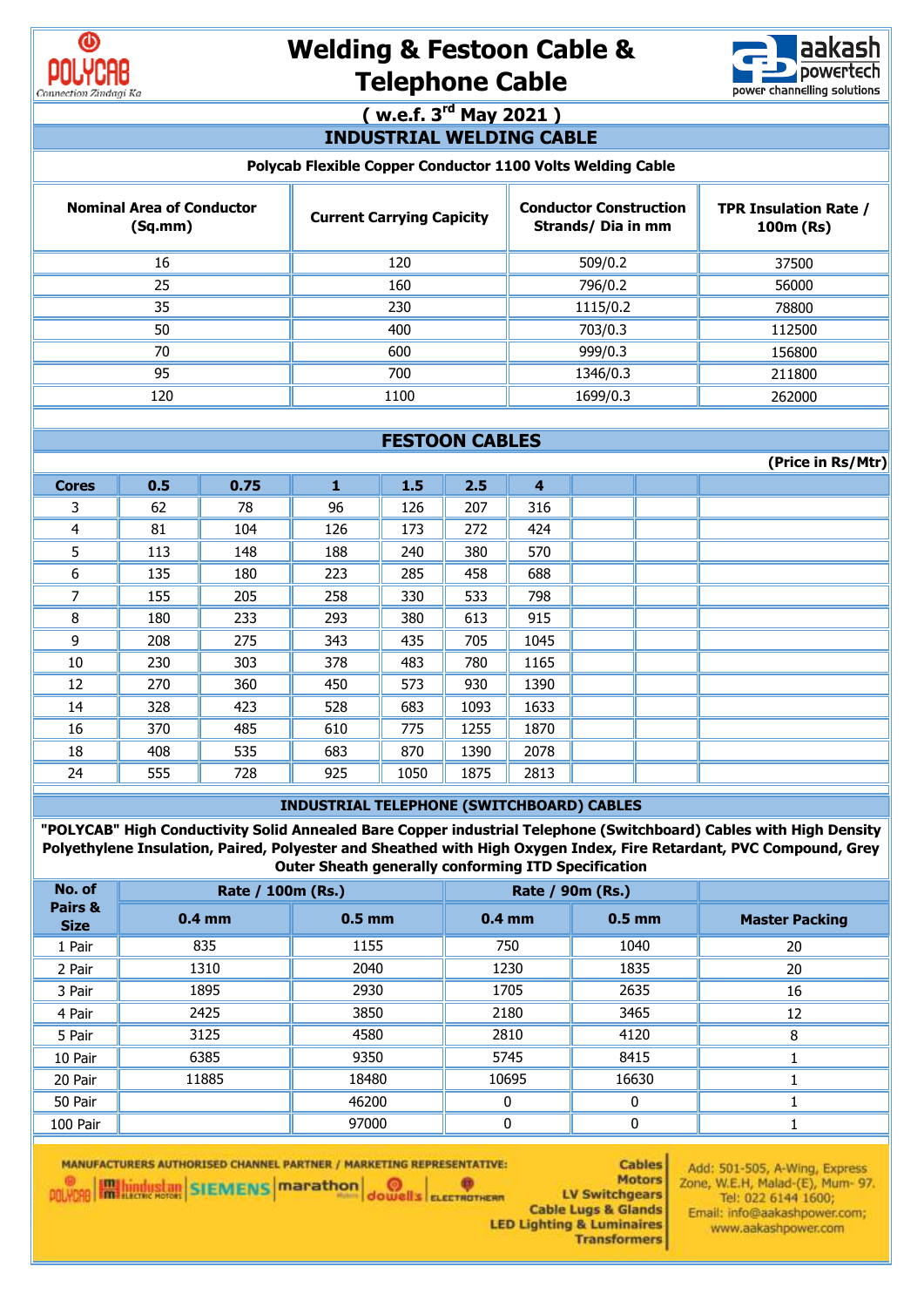# Welding & Festoon Cable & Telephone Cable

**( w.e.f. 3rd May 2021 )**

## INDUSTRIAL WELDING CABLE

**Polycab Flexible Copper Conductor 1100 Volts Welding Cable**

| Nominal Area of Conductor (Sq.mm) | Current Carrying Capicity | Conductor Construction Strands/ Dia in mm | TPR Insulation Rate / 100m (Rs) |
|---|---|---|---|
| 16 | 120 | 509/0.2 | 37500 |
| 25 | 160 | 796/0.2 | 56000 |
| 35 | 230 | 1115/0.2 | 78800 |
| 50 | 400 | 703/0.3 | 112500 |
| 70 | 600 | 999/0.3 | 156800 |
| 95 | 700 | 1346/0.3 | 211800 |
| 120 | 1100 | 1699/0.3 | 262000 |

## FESTOON CABLES

**(Price in Rs/Mtr)**

| Cores | 0.5 | 0.75 | 1 | 1.5 | 2.5 | 4 |
|---|---|---|---|---|---|---|
| 3 | 62 | 78 | 96 | 126 | 207 | 316 |
| 4 | 81 | 104 | 126 | 173 | 272 | 424 |
| 5 | 113 | 148 | 188 | 240 | 380 | 570 |
| 6 | 135 | 180 | 223 | 285 | 458 | 688 |
| 7 | 155 | 205 | 258 | 330 | 533 | 798 |
| 8 | 180 | 233 | 293 | 380 | 613 | 915 |
| 9 | 208 | 275 | 343 | 435 | 705 | 1045 |
| 10 | 230 | 303 | 378 | 483 | 780 | 1165 |
| 12 | 270 | 360 | 450 | 573 | 930 | 1390 |
| 14 | 328 | 423 | 528 | 683 | 1093 | 1633 |
| 16 | 370 | 485 | 610 | 775 | 1255 | 1870 |
| 18 | 408 | 535 | 683 | 870 | 1390 | 2078 |
| 24 | 555 | 728 | 925 | 1050 | 1875 | 2813 |

## INDUSTRIAL TELEPHONE (SWITCHBOARD) CABLES

**"POLYCAB" High Conductivity Solid Annealed Bare Copper industrial Telephone (Switchboard) Cables with High Density Polyethylene Insulation, Paired, Polyester and Sheathed with High Oxygen Index, Fire Retardant, PVC Compound, Grey Outer Sheath generally conforming ITD Specification**

| No. of Pairs & Size | Rate / 100m (Rs.) | | Rate / 90m (Rs.) | | |
|---|---|---|---|---|---|
| | 0.4 mm | 0.5 mm | 0.4 mm | 0.5 mm | Master Packing |
| 1 Pair | 835 | 1155 | 750 | 1040 | 20 |
| 2 Pair | 1310 | 2040 | 1230 | 1835 | 20 |
| 3 Pair | 1895 | 2930 | 1705 | 2635 | 16 |
| 4 Pair | 2425 | 3850 | 2180 | 3465 | 12 |
| 5 Pair | 3125 | 4580 | 2810 | 4120 | 8 |
| 10 Pair | 6385 | 9350 | 5745 | 8415 | 1 |
| 20 Pair | 11885 | 18480 | 10695 | 16630 | 1 |
| 50 Pair | | 46200 | 0 | 0 | 1 |
| 100 Pair | | 97000 | 0 | 0 | 1 |

MANUFACTURERS AUTHORISED CHANNEL PARTNER / MARKETING REPRESENTATIVE:

Cables
Motors
LV Switchgears
Cable Lugs & Glands
LED Lighting & Luminaires
Transformers

Add: 501-505, A-Wing, Express Zone, W.E.H, Malad-(E), Mum- 97.
Tel: 022 6144 1600;
Email: info@aakashpower.com;
www.aakashpower.com